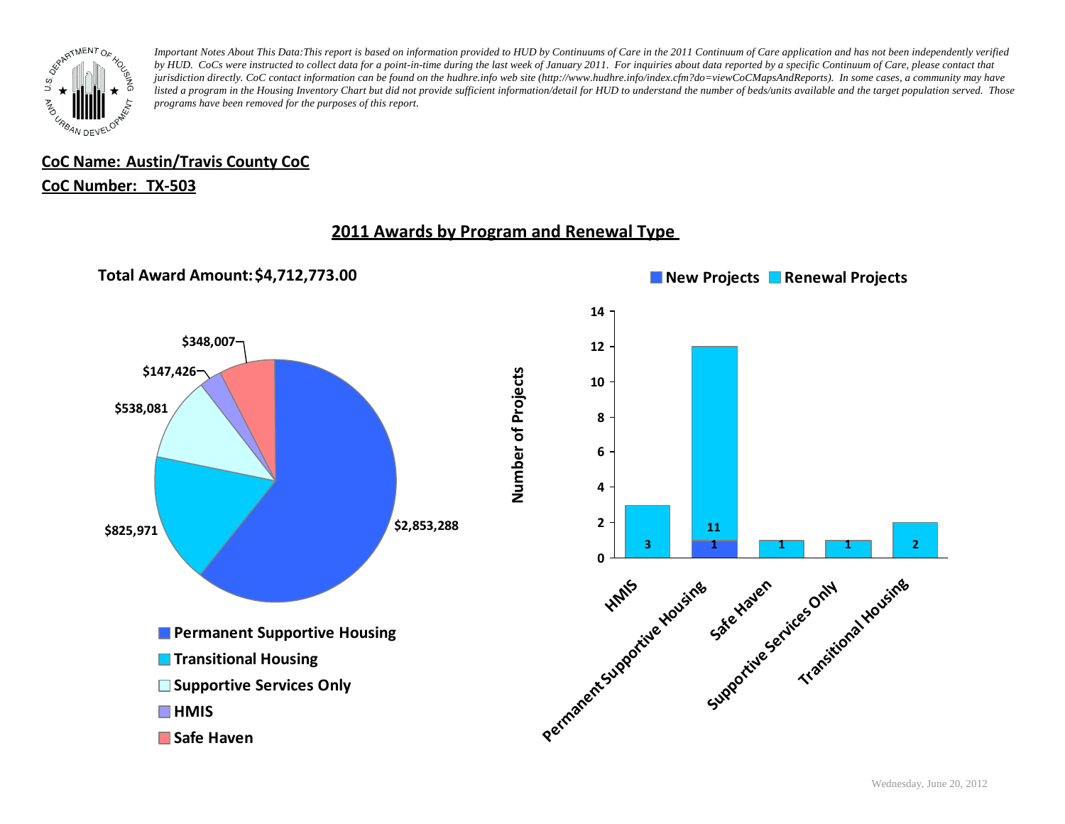*Important Notes About This Data:This report is based on information provided to HUD by Continuums of Care in the 2011 Continuum of Care application and has not been independently verified by HUD. CoCs were instructed to collect data for a point-in-time during the last week of January 2011. For inquiries about data reported by a specific Continuum of Care, please contact that jurisdiction directly. CoC contact information can be found on the hudhre.info web site (http://www.hudhre.info/index.cfm?do=viewCoCMapsAndReports). In some cases, a community may have listed a program in the Housing Inventory Chart but did not provide sufficient information/detail for HUD to understand the number of beds/units available and the target population served. Those programs have been removed for the purposes of this report.*

**CoC Name: Austin/Travis County CoC**

**CoC Number: TX-503**

## 2011 Awards by Program and Renewal Type

**Total Award Amount: $4,712,773.00**

| Program Type | Award Amount |
| --- | --- |
| Permanent Supportive Housing | $2,853,288 |
| Transitional Housing | $825,971 |
| Supportive Services Only | $538,081 |
| HMIS | $147,426 |
| Safe Haven | $348,007 |

| Program Type | New Projects | Renewal Projects |
| --- | --- | --- |
| HMIS | | 3 |
| Permanent Supportive Housing | 1 | 11 |
| Safe Haven | | 1 |
| Supportive Services Only | | 1 |
| Transitional Housing | | 2 |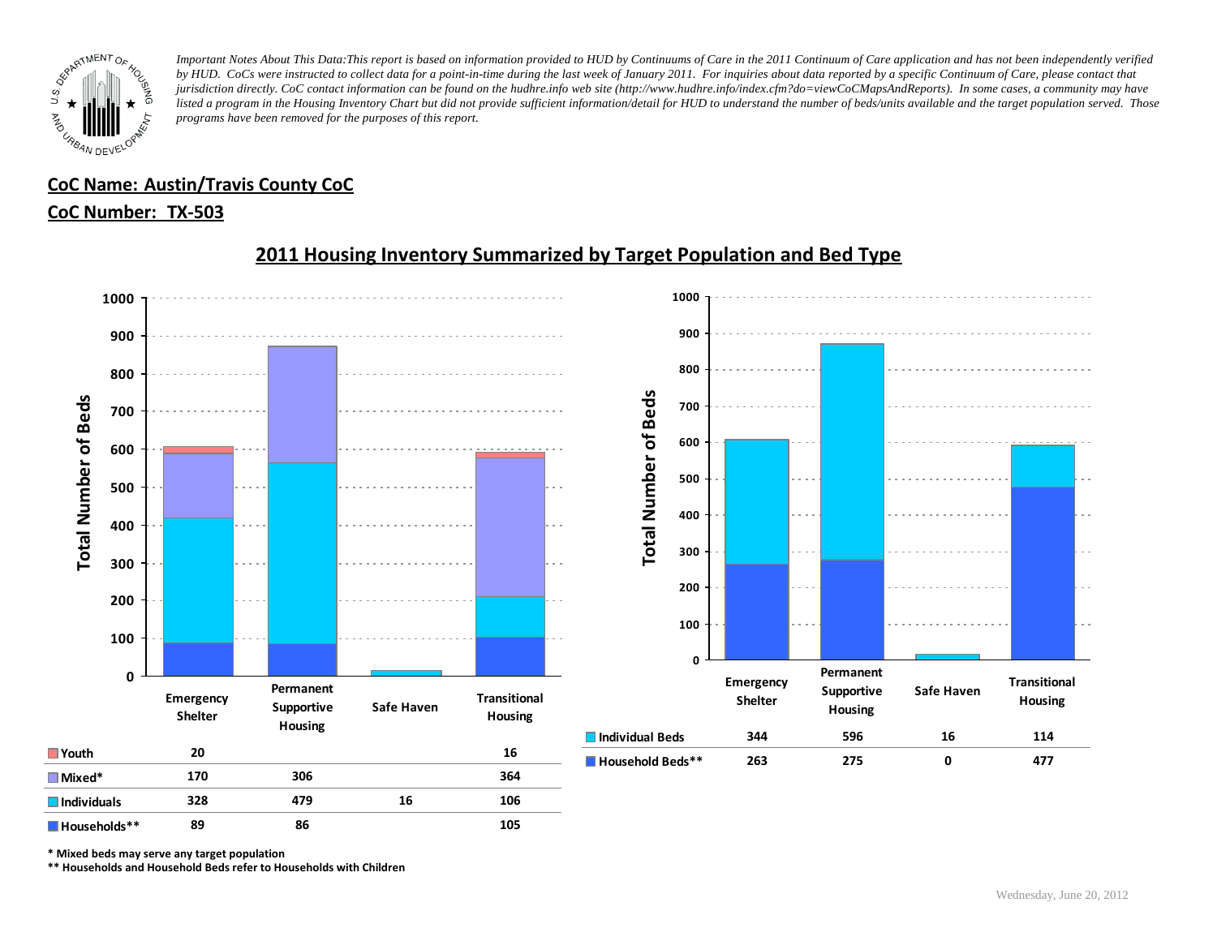*Important Notes About This Data:This report is based on information provided to HUD by Continuums of Care in the 2011 Continuum of Care application and has not been independently verified by HUD. CoCs were instructed to collect data for a point-in-time during the last week of January 2011. For inquiries about data reported by a specific Continuum of Care, please contact that jurisdiction directly. CoC contact information can be found on the hudhre.info web site (http://www.hudhre.info/index.cfm?do=viewCoCMapsAndReports). In some cases, a community may have listed a program in the Housing Inventory Chart but did not provide sufficient information/detail for HUD to understand the number of beds/units available and the target population served. Those programs have been removed for the purposes of this report.*

**CoC Name: Austin/Travis County CoC**

**CoC Number: TX-503**

## 2011 Housing Inventory Summarized by Target Population and Bed Type

| | Emergency Shelter | Permanent Supportive Housing | Safe Haven | Transitional Housing |
|---|---|---|---|---|
| Youth | 20 | | | 16 |
| Mixed* | 170 | 306 | | 364 |
| Individuals | 328 | 479 | 16 | 106 |
| Households** | 89 | 86 | | 105 |

| | Emergency Shelter | Permanent Supportive Housing | Safe Haven | Transitional Housing |
|---|---|---|---|---|
| Individual Beds | 344 | 596 | 16 | 114 |
| Household Beds** | 263 | 275 | 0 | 477 |

**\* Mixed beds may serve any target population**

**\*\* Households and Household Beds refer to Households with Children**

Wednesday, June 20, 2012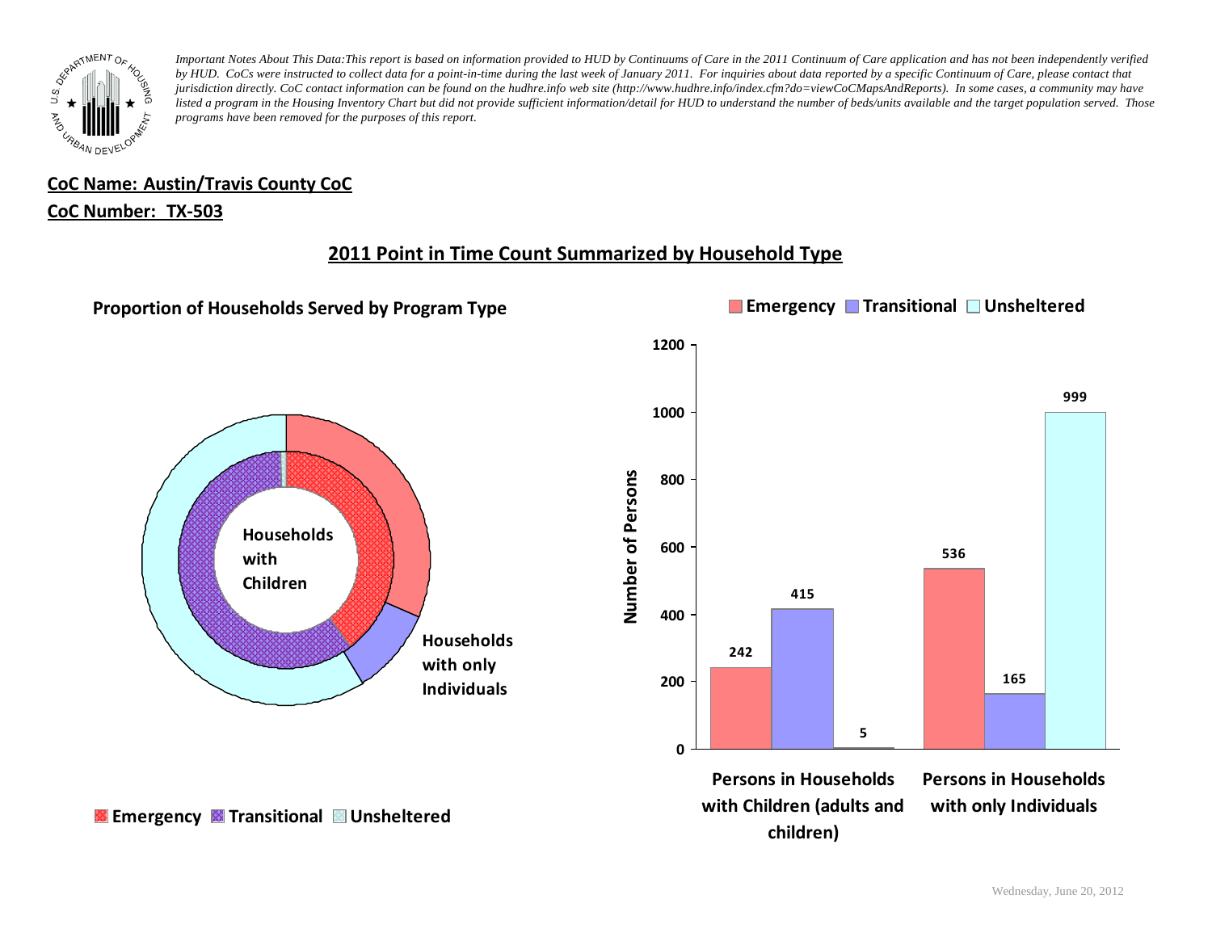*Important Notes About This Data:This report is based on information provided to HUD by Continuums of Care in the 2011 Continuum of Care application and has not been independently verified by HUD. CoCs were instructed to collect data for a point-in-time during the last week of January 2011. For inquiries about data reported by a specific Continuum of Care, please contact that jurisdiction directly. CoC contact information can be found on the hudhre.info web site (http://www.hudhre.info/index.cfm?do=viewCoCMapsAndReports). In some cases, a community may have listed a program in the Housing Inventory Chart but did not provide sufficient information/detail for HUD to understand the number of beds/units available and the target population served. Those programs have been removed for the purposes of this report.*

**CoC Name: Austin/Travis County CoC**

**CoC Number: TX-503**

## 2011 Point in Time Count Summarized by Household Type

**Proportion of Households Served by Program Type**

Households with Children

Households with only Individuals

Emergency | Transitional | Unsheltered

| Number of Persons | Emergency | Transitional | Unsheltered |
|---|---|---|---|
| Persons in Households with Children (adults and children) | 242 | 415 | 5 |
| Persons in Households with only Individuals | 536 | 165 | 999 |

Wednesday, June 20, 2012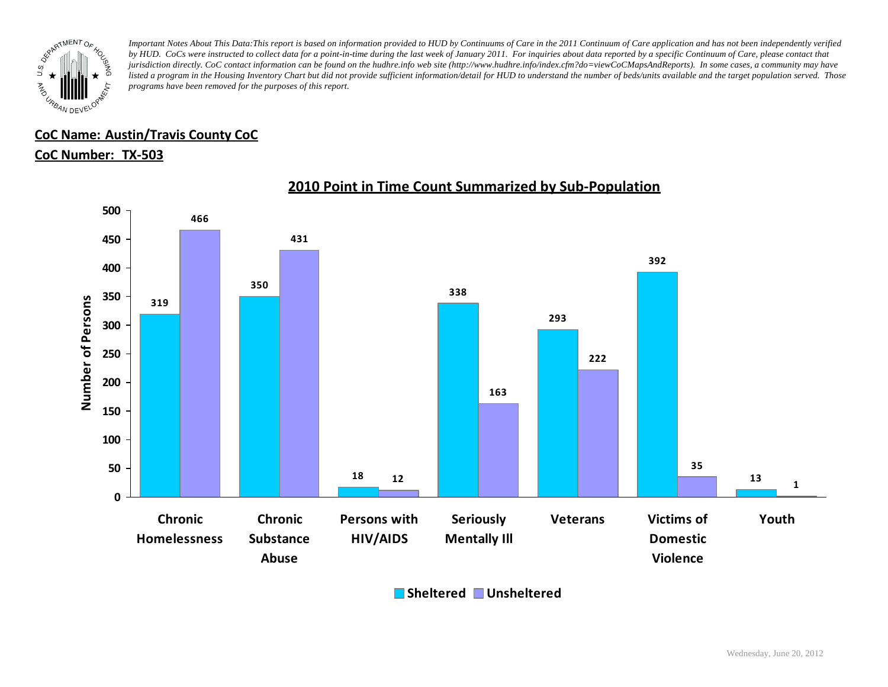*Important Notes About This Data:This report is based on information provided to HUD by Continuums of Care in the 2011 Continuum of Care application and has not been independently verified by HUD. CoCs were instructed to collect data for a point-in-time during the last week of January 2011. For inquiries about data reported by a specific Continuum of Care, please contact that jurisdiction directly. CoC contact information can be found on the hudhre.info web site (http://www.hudhre.info/index.cfm?do=viewCoCMapsAndReports). In some cases, a community may have listed a program in the Housing Inventory Chart but did not provide sufficient information/detail for HUD to understand the number of beds/units available and the target population served. Those programs have been removed for the purposes of this report.*

**CoC Name: Austin/Travis County CoC**

**CoC Number: TX-503**

## 2010 Point in Time Count Summarized by Sub-Population

Number of Persons

0
50
100
150
200
250
300
350
400
450
500

Chronic Homelessness: 319, 466

Chronic Substance Abuse: 350, 431

Persons with HIV/AIDS: 18, 12

Seriously Mentally Ill: 338, 163

Veterans: 293, 222

Victims of Domestic Violence: 392, 35

Youth: 13, 1

Sheltered
Unsheltered

Wednesday, June 20, 2012